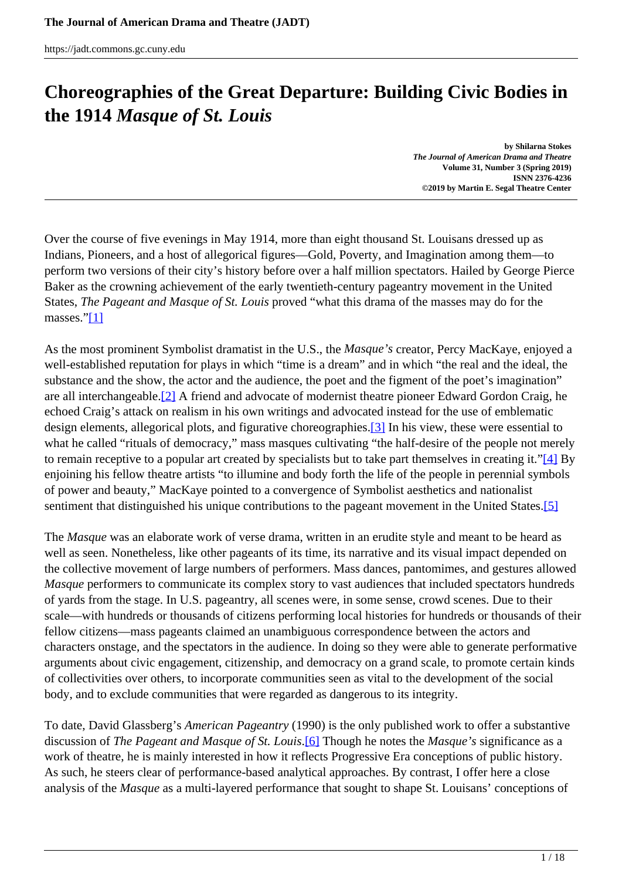# Choreographies of the Great Departure: Building Civic Bodies in the 1914 *Masque of St. Louis*

**by Shilarna Stokes**
***The Journal of American Drama and Theatre***
**Volume 31, Number 3 (Spring 2019)**
**ISSN 2376-4236**
**©2019 by Martin E. Segal Theatre Center**

Over the course of five evenings in May 1914, more than eight thousand St. Louisans dressed up as Indians, Pioneers, and a host of allegorical figures—Gold, Poverty, and Imagination among them—to perform two versions of their city's history before over a half million spectators. Hailed by George Pierce Baker as the crowning achievement of the early twentieth-century pageantry movement in the United States, *The Pageant and Masque of St. Louis* proved "what this drama of the masses may do for the masses."[1]

As the most prominent Symbolist dramatist in the U.S., the *Masque's* creator, Percy MacKaye, enjoyed a well-established reputation for plays in which "time is a dream" and in which "the real and the ideal, the substance and the show, the actor and the audience, the poet and the figment of the poet's imagination" are all interchangeable.[2] A friend and advocate of modernist theatre pioneer Edward Gordon Craig, he echoed Craig's attack on realism in his own writings and advocated instead for the use of emblematic design elements, allegorical plots, and figurative choreographies.[3] In his view, these were essential to what he called "rituals of democracy," mass masques cultivating "the half-desire of the people not merely to remain receptive to a popular art created by specialists but to take part themselves in creating it."[4] By enjoining his fellow theatre artists "to illumine and body forth the life of the people in perennial symbols of power and beauty," MacKaye pointed to a convergence of Symbolist aesthetics and nationalist sentiment that distinguished his unique contributions to the pageant movement in the United States.[5]

The *Masque* was an elaborate work of verse drama, written in an erudite style and meant to be heard as well as seen. Nonetheless, like other pageants of its time, its narrative and its visual impact depended on the collective movement of large numbers of performers. Mass dances, pantomimes, and gestures allowed *Masque* performers to communicate its complex story to vast audiences that included spectators hundreds of yards from the stage. In U.S. pageantry, all scenes were, in some sense, crowd scenes. Due to their scale—with hundreds or thousands of citizens performing local histories for hundreds or thousands of their fellow citizens—mass pageants claimed an unambiguous correspondence between the actors and characters onstage, and the spectators in the audience. In doing so they were able to generate performative arguments about civic engagement, citizenship, and democracy on a grand scale, to promote certain kinds of collectivities over others, to incorporate communities seen as vital to the development of the social body, and to exclude communities that were regarded as dangerous to its integrity.

To date, David Glassberg's *American Pageantry* (1990) is the only published work to offer a substantive discussion of *The Pageant and Masque of St. Louis*.[6] Though he notes the *Masque's* significance as a work of theatre, he is mainly interested in how it reflects Progressive Era conceptions of public history. As such, he steers clear of performance-based analytical approaches. By contrast, I offer here a close analysis of the *Masque* as a multi-layered performance that sought to shape St. Louisans' conceptions of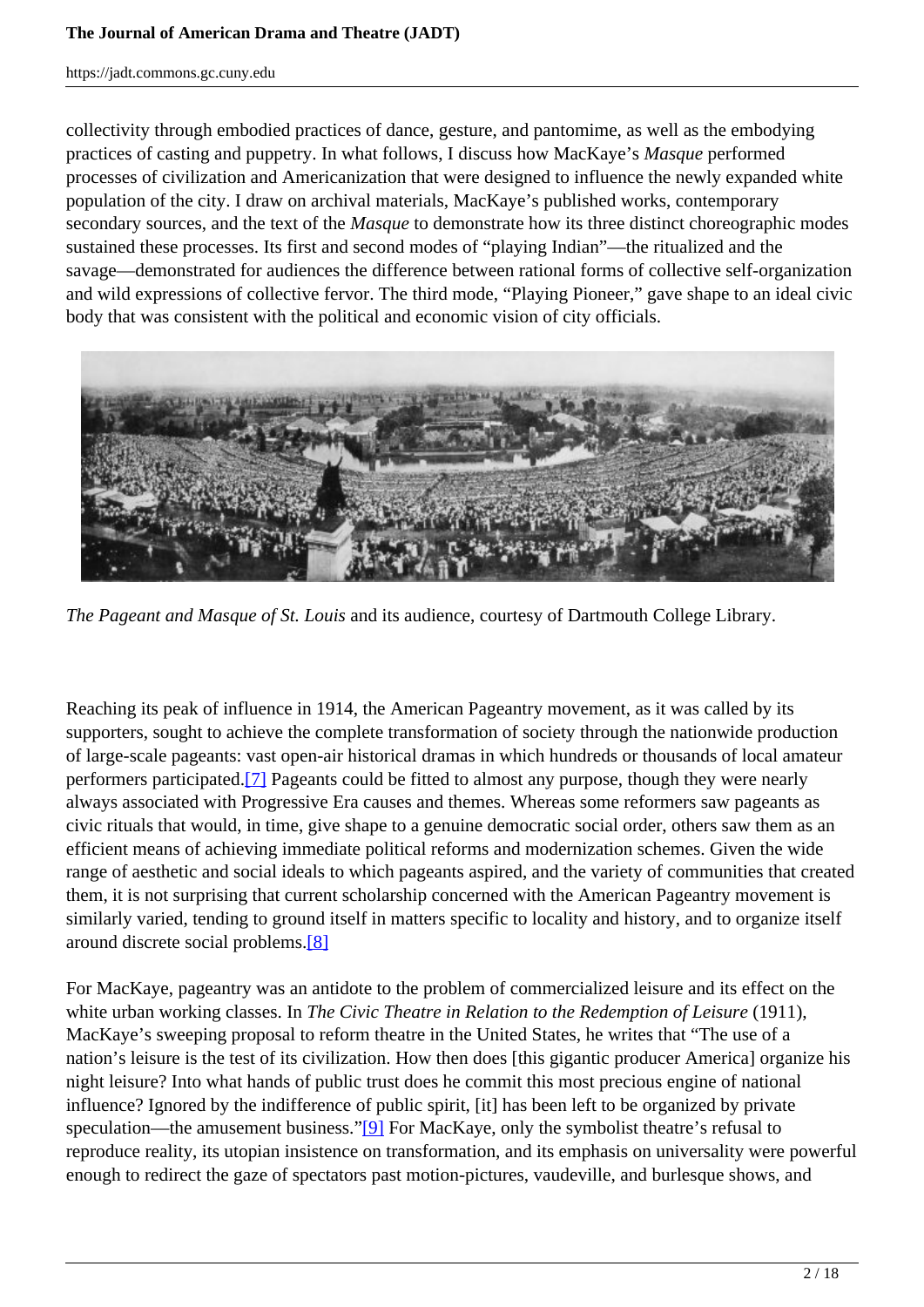collectivity through embodied practices of dance, gesture, and pantomime, as well as the embodying practices of casting and puppetry. In what follows, I discuss how MacKaye's *Masque* performed processes of civilization and Americanization that were designed to influence the newly expanded white population of the city. I draw on archival materials, MacKaye's published works, contemporary secondary sources, and the text of the *Masque* to demonstrate how its three distinct choreographic modes sustained these processes. Its first and second modes of "playing Indian"—the ritualized and the savage—demonstrated for audiences the difference between rational forms of collective self-organization and wild expressions of collective fervor. The third mode, "Playing Pioneer," gave shape to an ideal civic body that was consistent with the political and economic vision of city officials.

*The Pageant and Masque of St. Louis* and its audience, courtesy of Dartmouth College Library.

Reaching its peak of influence in 1914, the American Pageantry movement, as it was called by its supporters, sought to achieve the complete transformation of society through the nationwide production of large-scale pageants: vast open-air historical dramas in which hundreds or thousands of local amateur performers participated.[7] Pageants could be fitted to almost any purpose, though they were nearly always associated with Progressive Era causes and themes. Whereas some reformers saw pageants as civic rituals that would, in time, give shape to a genuine democratic social order, others saw them as an efficient means of achieving immediate political reforms and modernization schemes. Given the wide range of aesthetic and social ideals to which pageants aspired, and the variety of communities that created them, it is not surprising that current scholarship concerned with the American Pageantry movement is similarly varied, tending to ground itself in matters specific to locality and history, and to organize itself around discrete social problems.[8]

For MacKaye, pageantry was an antidote to the problem of commercialized leisure and its effect on the white urban working classes. In *The Civic Theatre in Relation to the Redemption of Leisure* (1911), MacKaye's sweeping proposal to reform theatre in the United States, he writes that "The use of a nation's leisure is the test of its civilization. How then does [this gigantic producer America] organize his night leisure? Into what hands of public trust does he commit this most precious engine of national influence? Ignored by the indifference of public spirit, [it] has been left to be organized by private speculation—the amusement business."[9] For MacKaye, only the symbolist theatre's refusal to reproduce reality, its utopian insistence on transformation, and its emphasis on universality were powerful enough to redirect the gaze of spectators past motion-pictures, vaudeville, and burlesque shows, and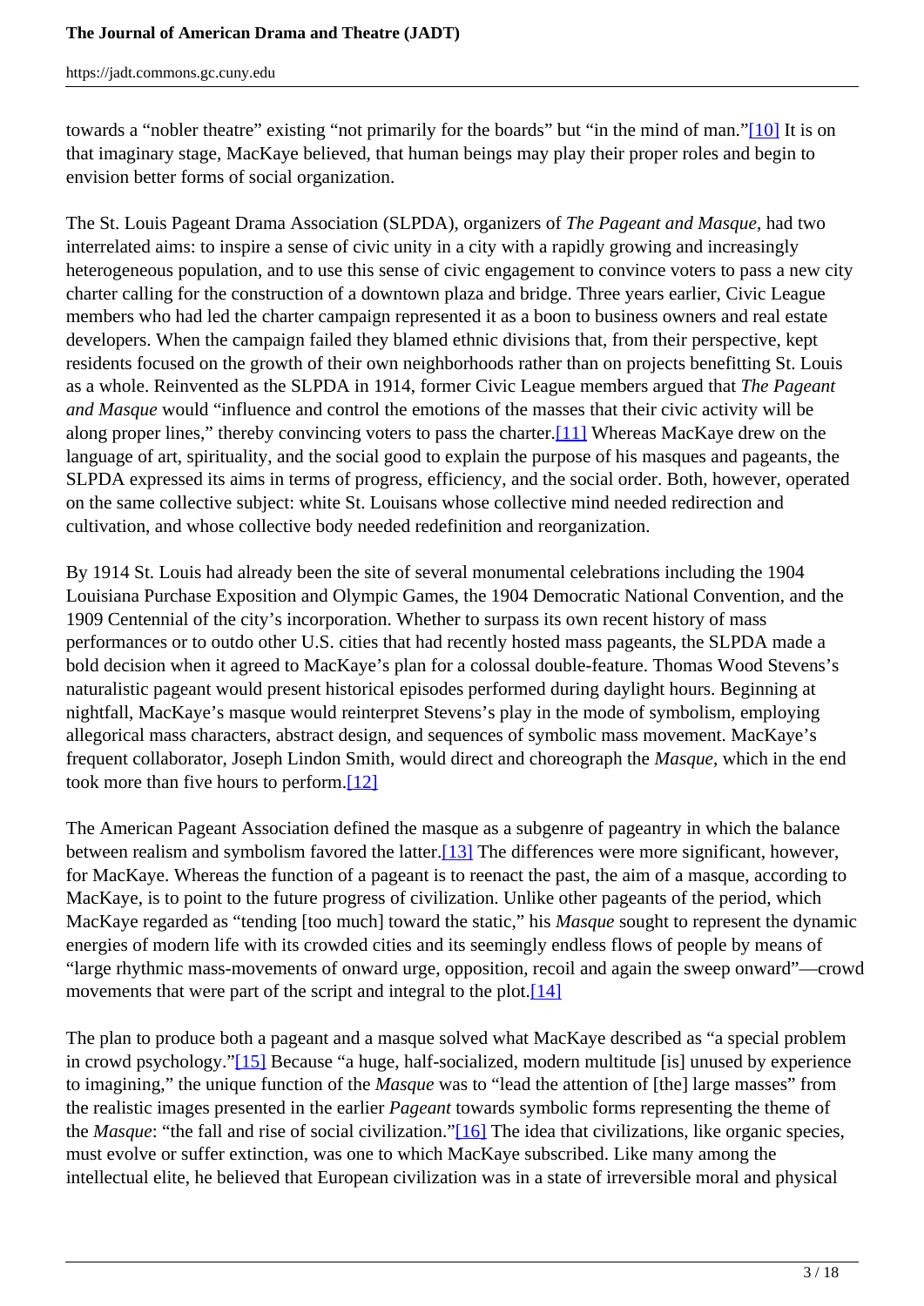towards a "nobler theatre" existing "not primarily for the boards" but "in the mind of man."[10] It is on that imaginary stage, MacKaye believed, that human beings may play their proper roles and begin to envision better forms of social organization.

The St. Louis Pageant Drama Association (SLPDA), organizers of *The Pageant and Masque*, had two interrelated aims: to inspire a sense of civic unity in a city with a rapidly growing and increasingly heterogeneous population, and to use this sense of civic engagement to convince voters to pass a new city charter calling for the construction of a downtown plaza and bridge. Three years earlier, Civic League members who had led the charter campaign represented it as a boon to business owners and real estate developers. When the campaign failed they blamed ethnic divisions that, from their perspective, kept residents focused on the growth of their own neighborhoods rather than on projects benefitting St. Louis as a whole. Reinvented as the SLPDA in 1914, former Civic League members argued that *The Pageant and Masque* would "influence and control the emotions of the masses that their civic activity will be along proper lines," thereby convincing voters to pass the charter.[11] Whereas MacKaye drew on the language of art, spirituality, and the social good to explain the purpose of his masques and pageants, the SLPDA expressed its aims in terms of progress, efficiency, and the social order. Both, however, operated on the same collective subject: white St. Louisans whose collective mind needed redirection and cultivation, and whose collective body needed redefinition and reorganization.

By 1914 St. Louis had already been the site of several monumental celebrations including the 1904 Louisiana Purchase Exposition and Olympic Games, the 1904 Democratic National Convention, and the 1909 Centennial of the city's incorporation. Whether to surpass its own recent history of mass performances or to outdo other U.S. cities that had recently hosted mass pageants, the SLPDA made a bold decision when it agreed to MacKaye's plan for a colossal double-feature. Thomas Wood Stevens's naturalistic pageant would present historical episodes performed during daylight hours. Beginning at nightfall, MacKaye's masque would reinterpret Stevens's play in the mode of symbolism, employing allegorical mass characters, abstract design, and sequences of symbolic mass movement. MacKaye's frequent collaborator, Joseph Lindon Smith, would direct and choreograph the *Masque*, which in the end took more than five hours to perform.[12]

The American Pageant Association defined the masque as a subgenre of pageantry in which the balance between realism and symbolism favored the latter.[13] The differences were more significant, however, for MacKaye. Whereas the function of a pageant is to reenact the past, the aim of a masque, according to MacKaye, is to point to the future progress of civilization. Unlike other pageants of the period, which MacKaye regarded as "tending [too much] toward the static," his *Masque* sought to represent the dynamic energies of modern life with its crowded cities and its seemingly endless flows of people by means of "large rhythmic mass-movements of onward urge, opposition, recoil and again the sweep onward"—crowd movements that were part of the script and integral to the plot.[14]

The plan to produce both a pageant and a masque solved what MacKaye described as "a special problem in crowd psychology."[15] Because "a huge, half-socialized, modern multitude [is] unused by experience to imagining," the unique function of the *Masque* was to "lead the attention of [the] large masses" from the realistic images presented in the earlier *Pageant* towards symbolic forms representing the theme of the *Masque*: "the fall and rise of social civilization."[16] The idea that civilizations, like organic species, must evolve or suffer extinction, was one to which MacKaye subscribed. Like many among the intellectual elite, he believed that European civilization was in a state of irreversible moral and physical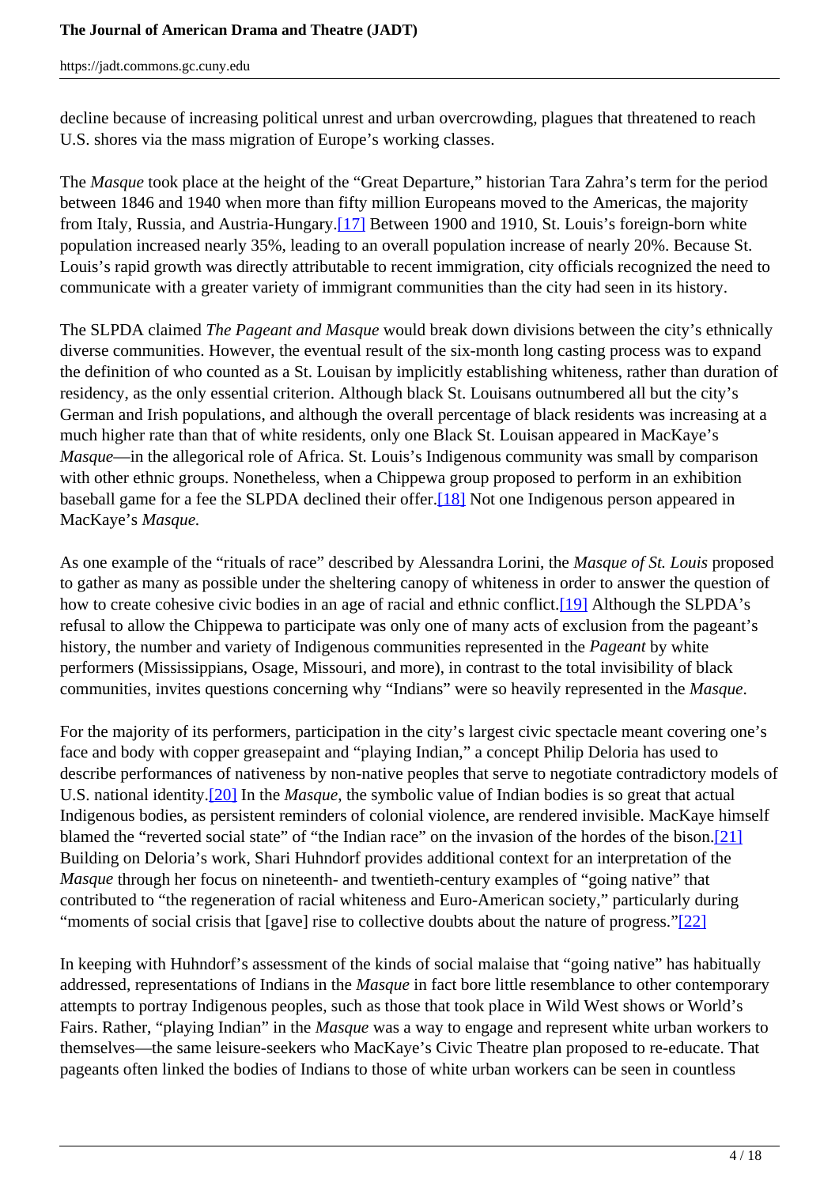decline because of increasing political unrest and urban overcrowding, plagues that threatened to reach U.S. shores via the mass migration of Europe's working classes.

The *Masque* took place at the height of the "Great Departure," historian Tara Zahra's term for the period between 1846 and 1940 when more than fifty million Europeans moved to the Americas, the majority from Italy, Russia, and Austria-Hungary.[17] Between 1900 and 1910, St. Louis's foreign-born white population increased nearly 35%, leading to an overall population increase of nearly 20%. Because St. Louis's rapid growth was directly attributable to recent immigration, city officials recognized the need to communicate with a greater variety of immigrant communities than the city had seen in its history.

The SLPDA claimed *The Pageant and Masque* would break down divisions between the city's ethnically diverse communities. However, the eventual result of the six-month long casting process was to expand the definition of who counted as a St. Louisan by implicitly establishing whiteness, rather than duration of residency, as the only essential criterion. Although black St. Louisans outnumbered all but the city's German and Irish populations, and although the overall percentage of black residents was increasing at a much higher rate than that of white residents, only one Black St. Louisan appeared in MacKaye's *Masque*—in the allegorical role of Africa. St. Louis's Indigenous community was small by comparison with other ethnic groups. Nonetheless, when a Chippewa group proposed to perform in an exhibition baseball game for a fee the SLPDA declined their offer.[18] Not one Indigenous person appeared in MacKaye's *Masque.*

As one example of the "rituals of race" described by Alessandra Lorini, the *Masque of St. Louis* proposed to gather as many as possible under the sheltering canopy of whiteness in order to answer the question of how to create cohesive civic bodies in an age of racial and ethnic conflict.[19] Although the SLPDA's refusal to allow the Chippewa to participate was only one of many acts of exclusion from the pageant's history, the number and variety of Indigenous communities represented in the *Pageant* by white performers (Mississippians, Osage, Missouri, and more), in contrast to the total invisibility of black communities, invites questions concerning why "Indians" were so heavily represented in the *Masque*.

For the majority of its performers, participation in the city's largest civic spectacle meant covering one's face and body with copper greasepaint and "playing Indian," a concept Philip Deloria has used to describe performances of nativeness by non-native peoples that serve to negotiate contradictory models of U.S. national identity.[20] In the *Masque*, the symbolic value of Indian bodies is so great that actual Indigenous bodies, as persistent reminders of colonial violence, are rendered invisible. MacKaye himself blamed the "reverted social state" of "the Indian race" on the invasion of the hordes of the bison.[21] Building on Deloria's work, Shari Huhndorf provides additional context for an interpretation of the *Masque* through her focus on nineteenth- and twentieth-century examples of "going native" that contributed to "the regeneration of racial whiteness and Euro-American society," particularly during "moments of social crisis that [gave] rise to collective doubts about the nature of progress."[22]

In keeping with Huhndorf's assessment of the kinds of social malaise that "going native" has habitually addressed, representations of Indians in the *Masque* in fact bore little resemblance to other contemporary attempts to portray Indigenous peoples, such as those that took place in Wild West shows or World's Fairs. Rather, "playing Indian" in the *Masque* was a way to engage and represent white urban workers to themselves—the same leisure-seekers who MacKaye's Civic Theatre plan proposed to re-educate. That pageants often linked the bodies of Indians to those of white urban workers can be seen in countless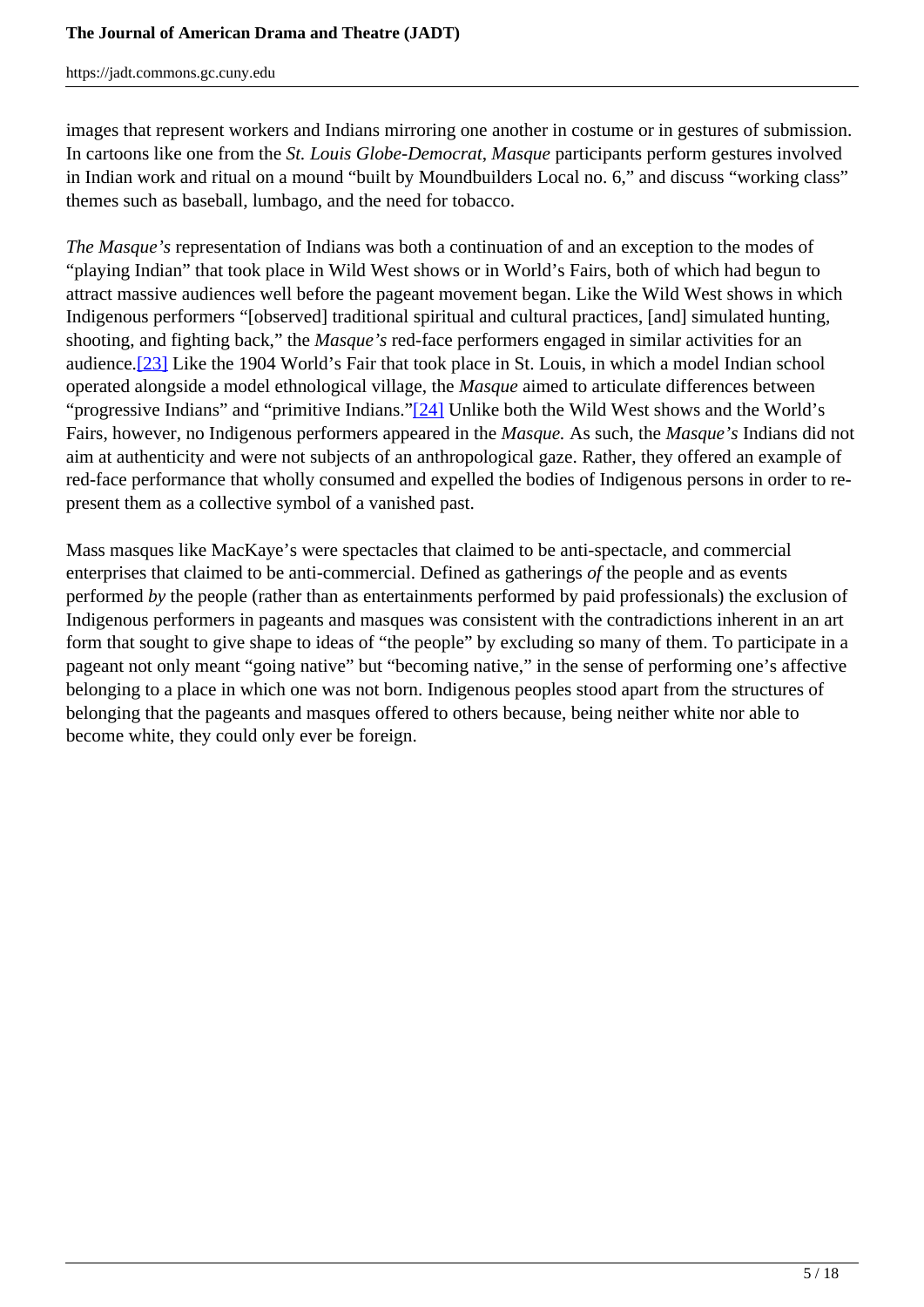images that represent workers and Indians mirroring one another in costume or in gestures of submission. In cartoons like one from the *St. Louis Globe-Democrat*, *Masque* participants perform gestures involved in Indian work and ritual on a mound "built by Moundbuilders Local no. 6," and discuss "working class" themes such as baseball, lumbago, and the need for tobacco.

*The Masque's* representation of Indians was both a continuation of and an exception to the modes of "playing Indian" that took place in Wild West shows or in World's Fairs, both of which had begun to attract massive audiences well before the pageant movement began. Like the Wild West shows in which Indigenous performers "[observed] traditional spiritual and cultural practices, [and] simulated hunting, shooting, and fighting back," the *Masque's* red-face performers engaged in similar activities for an audience.[23] Like the 1904 World's Fair that took place in St. Louis, in which a model Indian school operated alongside a model ethnological village, the *Masque* aimed to articulate differences between "progressive Indians" and "primitive Indians."[24] Unlike both the Wild West shows and the World's Fairs, however, no Indigenous performers appeared in the *Masque.* As such, the *Masque's* Indians did not aim at authenticity and were not subjects of an anthropological gaze. Rather, they offered an example of red-face performance that wholly consumed and expelled the bodies of Indigenous persons in order to re-present them as a collective symbol of a vanished past.

Mass masques like MacKaye's were spectacles that claimed to be anti-spectacle, and commercial enterprises that claimed to be anti-commercial. Defined as gatherings *of* the people and as events performed *by* the people (rather than as entertainments performed by paid professionals) the exclusion of Indigenous performers in pageants and masques was consistent with the contradictions inherent in an art form that sought to give shape to ideas of "the people" by excluding so many of them. To participate in a pageant not only meant "going native" but "becoming native," in the sense of performing one's affective belonging to a place in which one was not born. Indigenous peoples stood apart from the structures of belonging that the pageants and masques offered to others because, being neither white nor able to become white, they could only ever be foreign.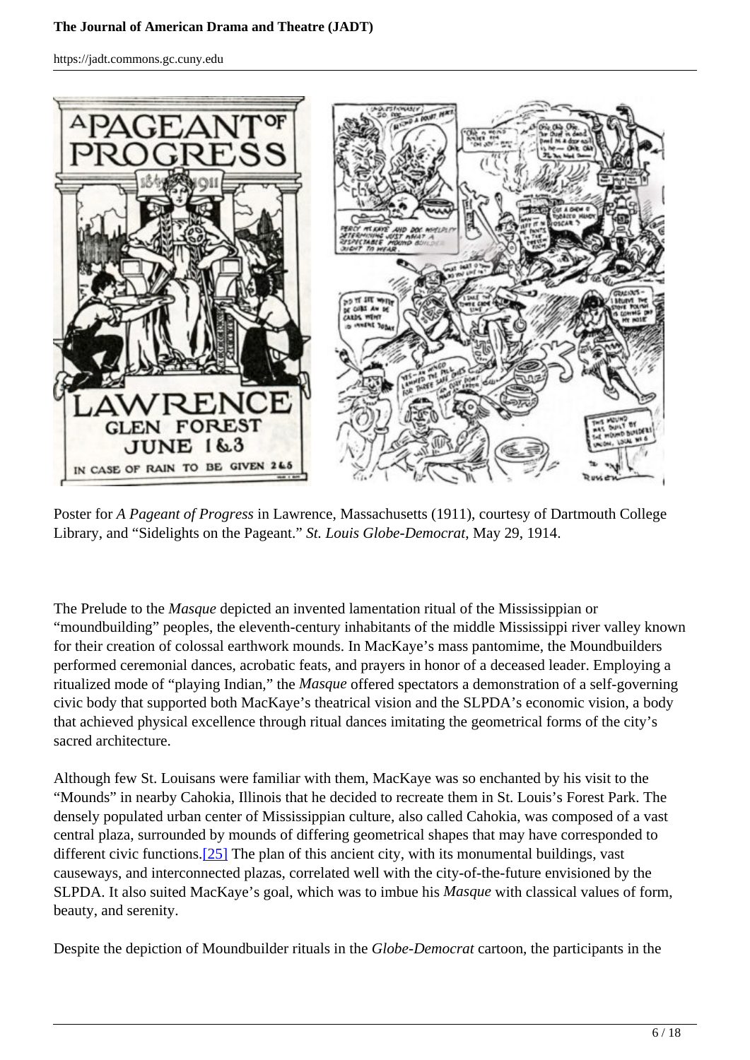Poster for *A Pageant of Progress* in Lawrence, Massachusetts (1911), courtesy of Dartmouth College Library, and "Sidelights on the Pageant." *St. Louis Globe-Democrat*, May 29, 1914.

The Prelude to the *Masque* depicted an invented lamentation ritual of the Mississippian or "moundbuilding" peoples, the eleventh-century inhabitants of the middle Mississippi river valley known for their creation of colossal earthwork mounds. In MacKaye's mass pantomime, the Moundbuilders performed ceremonial dances, acrobatic feats, and prayers in honor of a deceased leader. Employing a ritualized mode of "playing Indian," the *Masque* offered spectators a demonstration of a self-governing civic body that supported both MacKaye's theatrical vision and the SLPDA's economic vision, a body that achieved physical excellence through ritual dances imitating the geometrical forms of the city's sacred architecture.

Although few St. Louisans were familiar with them, MacKaye was so enchanted by his visit to the "Mounds" in nearby Cahokia, Illinois that he decided to recreate them in St. Louis's Forest Park. The densely populated urban center of Mississippian culture, also called Cahokia, was composed of a vast central plaza, surrounded by mounds of differing geometrical shapes that may have corresponded to different civic functions.[25] The plan of this ancient city, with its monumental buildings, vast causeways, and interconnected plazas, correlated well with the city-of-the-future envisioned by the SLPDA. It also suited MacKaye's goal, which was to imbue his *Masque* with classical values of form, beauty, and serenity.

Despite the depiction of Moundbuilder rituals in the *Globe-Democrat* cartoon, the participants in the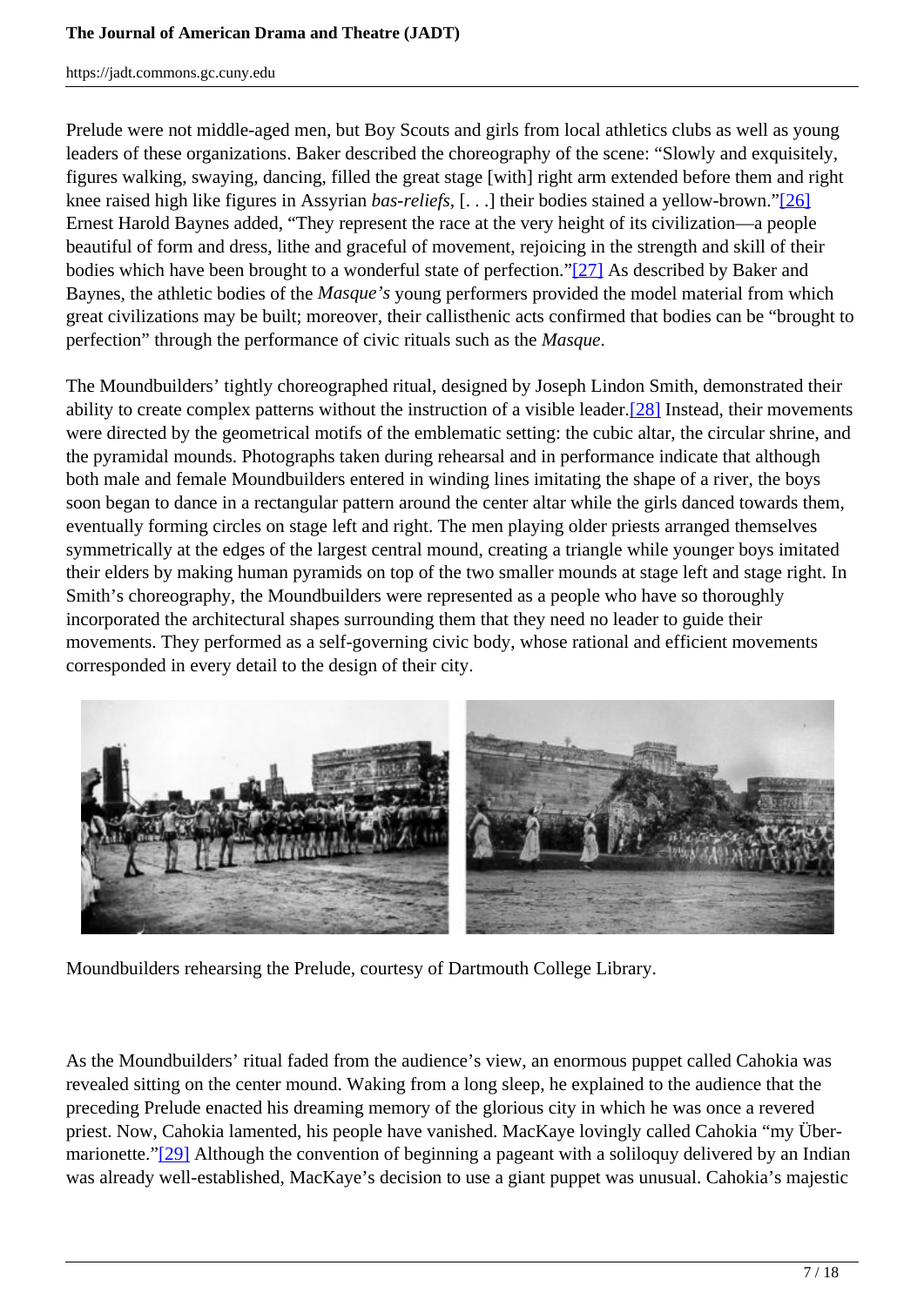Prelude were not middle-aged men, but Boy Scouts and girls from local athletics clubs as well as young leaders of these organizations. Baker described the choreography of the scene: "Slowly and exquisitely, figures walking, swaying, dancing, filled the great stage [with] right arm extended before them and right knee raised high like figures in Assyrian *bas-reliefs*, [. . .] their bodies stained a yellow-brown."[26] Ernest Harold Baynes added, "They represent the race at the very height of its civilization—a people beautiful of form and dress, lithe and graceful of movement, rejoicing in the strength and skill of their bodies which have been brought to a wonderful state of perfection."[27] As described by Baker and Baynes, the athletic bodies of the *Masque's* young performers provided the model material from which great civilizations may be built; moreover, their callisthenic acts confirmed that bodies can be "brought to perfection" through the performance of civic rituals such as the *Masque*.

The Moundbuilders' tightly choreographed ritual, designed by Joseph Lindon Smith, demonstrated their ability to create complex patterns without the instruction of a visible leader.[28] Instead, their movements were directed by the geometrical motifs of the emblematic setting: the cubic altar, the circular shrine, and the pyramidal mounds. Photographs taken during rehearsal and in performance indicate that although both male and female Moundbuilders entered in winding lines imitating the shape of a river, the boys soon began to dance in a rectangular pattern around the center altar while the girls danced towards them, eventually forming circles on stage left and right. The men playing older priests arranged themselves symmetrically at the edges of the largest central mound, creating a triangle while younger boys imitated their elders by making human pyramids on top of the two smaller mounds at stage left and stage right. In Smith's choreography, the Moundbuilders were represented as a people who have so thoroughly incorporated the architectural shapes surrounding them that they need no leader to guide their movements. They performed as a self-governing civic body, whose rational and efficient movements corresponded in every detail to the design of their city.

Moundbuilders rehearsing the Prelude, courtesy of Dartmouth College Library.

As the Moundbuilders' ritual faded from the audience's view, an enormous puppet called Cahokia was revealed sitting on the center mound. Waking from a long sleep, he explained to the audience that the preceding Prelude enacted his dreaming memory of the glorious city in which he was once a revered priest. Now, Cahokia lamented, his people have vanished. MacKaye lovingly called Cahokia "my Über-marionette."[29] Although the convention of beginning a pageant with a soliloquy delivered by an Indian was already well-established, MacKaye's decision to use a giant puppet was unusual. Cahokia's majestic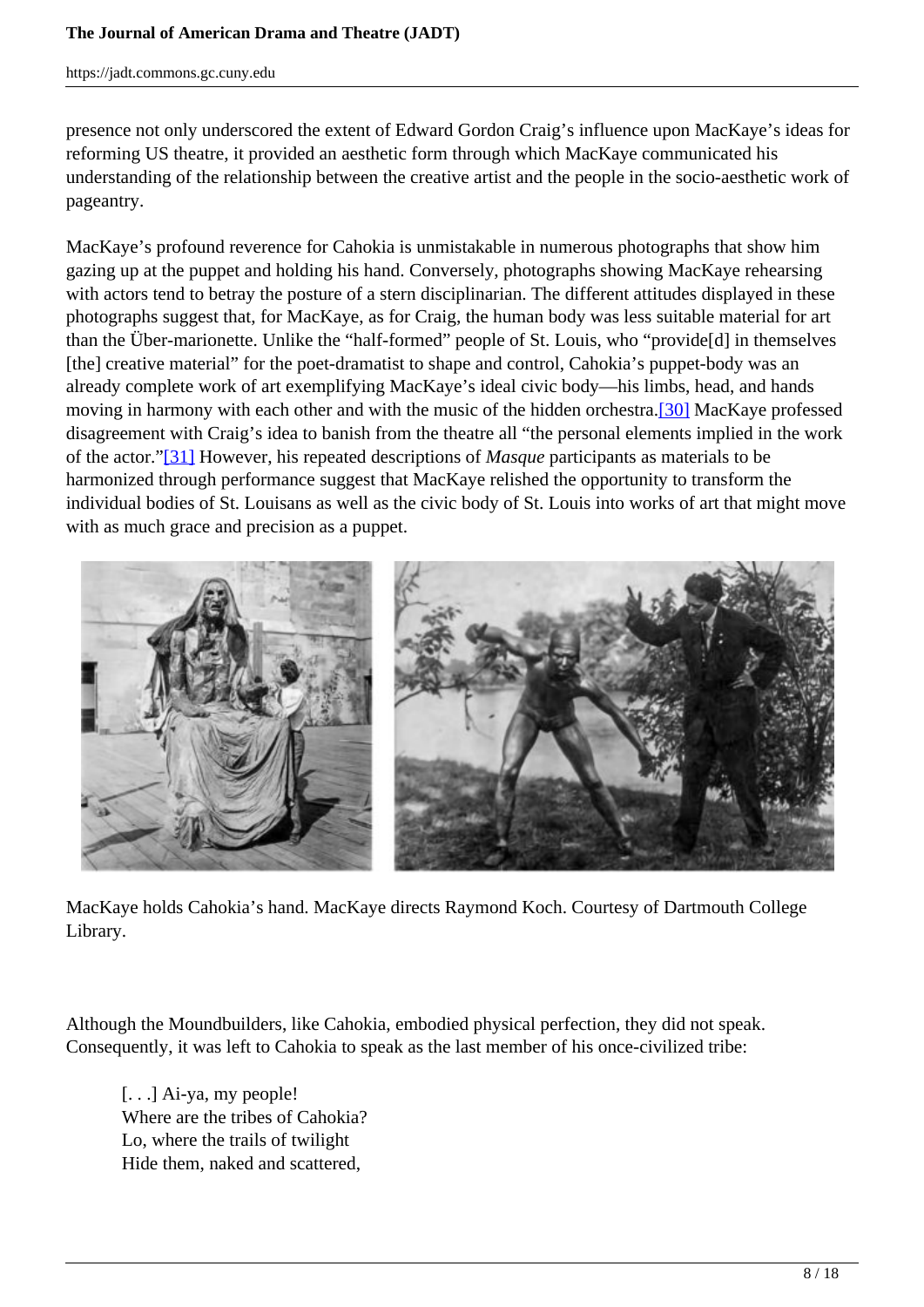presence not only underscored the extent of Edward Gordon Craig's influence upon MacKaye's ideas for reforming US theatre, it provided an aesthetic form through which MacKaye communicated his understanding of the relationship between the creative artist and the people in the socio-aesthetic work of pageantry.

MacKaye's profound reverence for Cahokia is unmistakable in numerous photographs that show him gazing up at the puppet and holding his hand. Conversely, photographs showing MacKaye rehearsing with actors tend to betray the posture of a stern disciplinarian. The different attitudes displayed in these photographs suggest that, for MacKaye, as for Craig, the human body was less suitable material for art than the Über-marionette. Unlike the "half-formed" people of St. Louis, who "provide[d] in themselves [the] creative material" for the poet-dramatist to shape and control, Cahokia's puppet-body was an already complete work of art exemplifying MacKaye's ideal civic body—his limbs, head, and hands moving in harmony with each other and with the music of the hidden orchestra.[30] MacKaye professed disagreement with Craig's idea to banish from the theatre all "the personal elements implied in the work of the actor."[31] However, his repeated descriptions of *Masque* participants as materials to be harmonized through performance suggest that MacKaye relished the opportunity to transform the individual bodies of St. Louisans as well as the civic body of St. Louis into works of art that might move with as much grace and precision as a puppet.

MacKaye holds Cahokia's hand. MacKaye directs Raymond Koch. Courtesy of Dartmouth College Library.

Although the Moundbuilders, like Cahokia, embodied physical perfection, they did not speak. Consequently, it was left to Cahokia to speak as the last member of his once-civilized tribe:

> [. . .] Ai-ya, my people!
> Where are the tribes of Cahokia?
> Lo, where the trails of twilight
> Hide them, naked and scattered,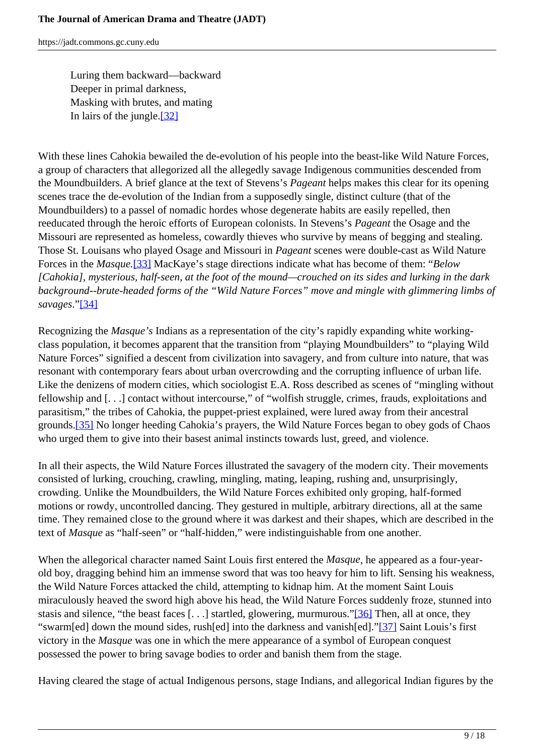> Luring them backward—backward
> Deeper in primal darkness,
> Masking with brutes, and mating
> In lairs of the jungle.[32]

With these lines Cahokia bewailed the de-evolution of his people into the beast-like Wild Nature Forces, a group of characters that allegorized all the allegedly savage Indigenous communities descended from the Moundbuilders. A brief glance at the text of Stevens's *Pageant* helps makes this clear for its opening scenes trace the de-evolution of the Indian from a supposedly single, distinct culture (that of the Moundbuilders) to a passel of nomadic hordes whose degenerate habits are easily repelled, then reeducated through the heroic efforts of European colonists. In Stevens's *Pageant* the Osage and the Missouri are represented as homeless, cowardly thieves who survive by means of begging and stealing. Those St. Louisans who played Osage and Missouri in *Pageant* scenes were double-cast as Wild Nature Forces in the *Masque.*[33] MacKaye's stage directions indicate what has become of them: "*Below [Cahokia], mysterious, half-seen, at the foot of the mound—crouched on its sides and lurking in the dark background--brute-headed forms of the "Wild Nature Forces" move and mingle with glimmering limbs of savages*."[34]

Recognizing the *Masque's* Indians as a representation of the city's rapidly expanding white working-class population, it becomes apparent that the transition from "playing Moundbuilders" to "playing Wild Nature Forces" signified a descent from civilization into savagery, and from culture into nature, that was resonant with contemporary fears about urban overcrowding and the corrupting influence of urban life. Like the denizens of modern cities, which sociologist E.A. Ross described as scenes of "mingling without fellowship and [. . .] contact without intercourse," of "wolfish struggle, crimes, frauds, exploitations and parasitism," the tribes of Cahokia, the puppet-priest explained, were lured away from their ancestral grounds.[35] No longer heeding Cahokia's prayers, the Wild Nature Forces began to obey gods of Chaos who urged them to give into their basest animal instincts towards lust, greed, and violence.

In all their aspects, the Wild Nature Forces illustrated the savagery of the modern city. Their movements consisted of lurking, crouching, crawling, mingling, mating, leaping, rushing and, unsurprisingly, crowding. Unlike the Moundbuilders, the Wild Nature Forces exhibited only groping, half-formed motions or rowdy, uncontrolled dancing. They gestured in multiple, arbitrary directions, all at the same time. They remained close to the ground where it was darkest and their shapes, which are described in the text of *Masque* as "half-seen" or "half-hidden," were indistinguishable from one another.

When the allegorical character named Saint Louis first entered the *Masque*, he appeared as a four-year-old boy, dragging behind him an immense sword that was too heavy for him to lift. Sensing his weakness, the Wild Nature Forces attacked the child, attempting to kidnap him. At the moment Saint Louis miraculously heaved the sword high above his head, the Wild Nature Forces suddenly froze, stunned into stasis and silence, "the beast faces [. . .] startled, glowering, murmurous."[36] Then, all at once, they "swarm[ed] down the mound sides, rush[ed] into the darkness and vanish[ed]."[37] Saint Louis's first victory in the *Masque* was one in which the mere appearance of a symbol of European conquest possessed the power to bring savage bodies to order and banish them from the stage.

Having cleared the stage of actual Indigenous persons, stage Indians, and allegorical Indian figures by the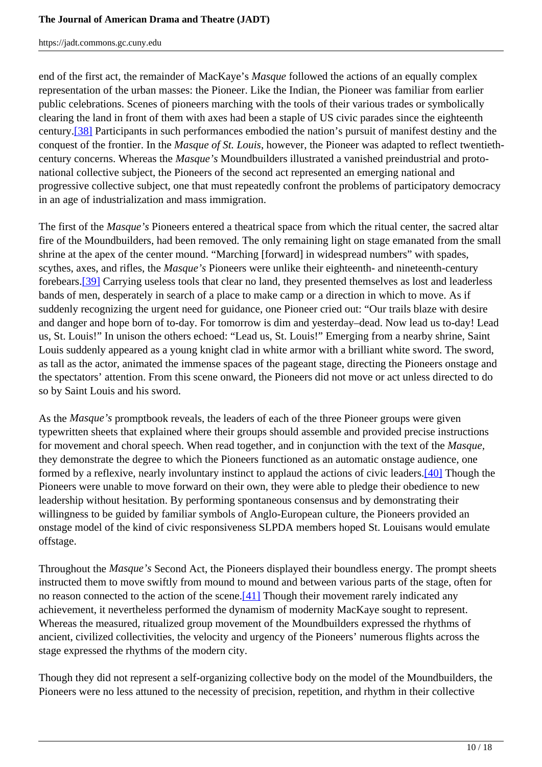end of the first act, the remainder of MacKaye’s *Masque* followed the actions of an equally complex representation of the urban masses: the Pioneer. Like the Indian, the Pioneer was familiar from earlier public celebrations. Scenes of pioneers marching with the tools of their various trades or symbolically clearing the land in front of them with axes had been a staple of US civic parades since the eighteenth century.[38] Participants in such performances embodied the nation’s pursuit of manifest destiny and the conquest of the frontier. In the *Masque of St. Louis*, however, the Pioneer was adapted to reflect twentieth-century concerns. Whereas the *Masque’s* Moundbuilders illustrated a vanished preindustrial and proto-national collective subject, the Pioneers of the second act represented an emerging national and progressive collective subject, one that must repeatedly confront the problems of participatory democracy in an age of industrialization and mass immigration.

The first of the *Masque’s* Pioneers entered a theatrical space from which the ritual center, the sacred altar fire of the Moundbuilders, had been removed. The only remaining light on stage emanated from the small shrine at the apex of the center mound. “Marching [forward] in widespread numbers” with spades, scythes, axes, and rifles, the *Masque’s* Pioneers were unlike their eighteenth- and nineteenth-century forebears.[39] Carrying useless tools that clear no land, they presented themselves as lost and leaderless bands of men, desperately in search of a place to make camp or a direction in which to move. As if suddenly recognizing the urgent need for guidance, one Pioneer cried out: “Our trails blaze with desire and danger and hope born of to-day. For tomorrow is dim and yesterday–dead. Now lead us to-day! Lead us, St. Louis!” In unison the others echoed: “Lead us, St. Louis!” Emerging from a nearby shrine, Saint Louis suddenly appeared as a young knight clad in white armor with a brilliant white sword. The sword, as tall as the actor, animated the immense spaces of the pageant stage, directing the Pioneers onstage and the spectators’ attention. From this scene onward, the Pioneers did not move or act unless directed to do so by Saint Louis and his sword.

As the *Masque’s* promptbook reveals, the leaders of each of the three Pioneer groups were given typewritten sheets that explained where their groups should assemble and provided precise instructions for movement and choral speech. When read together, and in conjunction with the text of the *Masque*, they demonstrate the degree to which the Pioneers functioned as an automatic onstage audience, one formed by a reflexive, nearly involuntary instinct to applaud the actions of civic leaders.[40] Though the Pioneers were unable to move forward on their own, they were able to pledge their obedience to new leadership without hesitation. By performing spontaneous consensus and by demonstrating their willingness to be guided by familiar symbols of Anglo-European culture, the Pioneers provided an onstage model of the kind of civic responsiveness SLPDA members hoped St. Louisans would emulate offstage.

Throughout the *Masque’s* Second Act, the Pioneers displayed their boundless energy. The prompt sheets instructed them to move swiftly from mound to mound and between various parts of the stage, often for no reason connected to the action of the scene.[41] Though their movement rarely indicated any achievement, it nevertheless performed the dynamism of modernity MacKaye sought to represent. Whereas the measured, ritualized group movement of the Moundbuilders expressed the rhythms of ancient, civilized collectivities, the velocity and urgency of the Pioneers’ numerous flights across the stage expressed the rhythms of the modern city.

Though they did not represent a self-organizing collective body on the model of the Moundbuilders, the Pioneers were no less attuned to the necessity of precision, repetition, and rhythm in their collective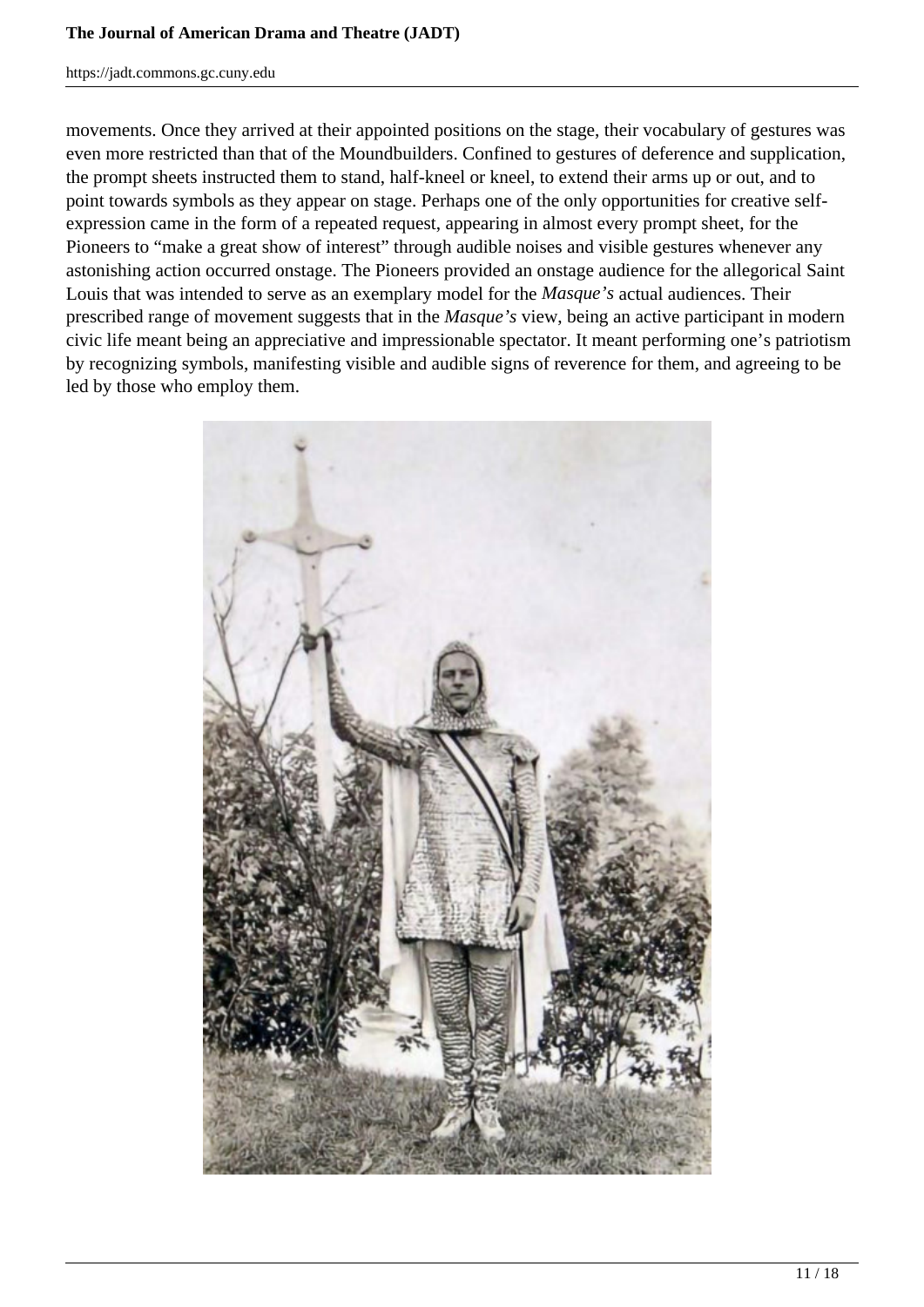movements. Once they arrived at their appointed positions on the stage, their vocabulary of gestures was even more restricted than that of the Moundbuilders. Confined to gestures of deference and supplication, the prompt sheets instructed them to stand, half-kneel or kneel, to extend their arms up or out, and to point towards symbols as they appear on stage. Perhaps one of the only opportunities for creative self-expression came in the form of a repeated request, appearing in almost every prompt sheet, for the Pioneers to "make a great show of interest" through audible noises and visible gestures whenever any astonishing action occurred onstage. The Pioneers provided an onstage audience for the allegorical Saint Louis that was intended to serve as an exemplary model for the *Masque's* actual audiences. Their prescribed range of movement suggests that in the *Masque's* view, being an active participant in modern civic life meant being an appreciative and impressionable spectator. It meant performing one's patriotism by recognizing symbols, manifesting visible and audible signs of reverence for them, and agreeing to be led by those who employ them.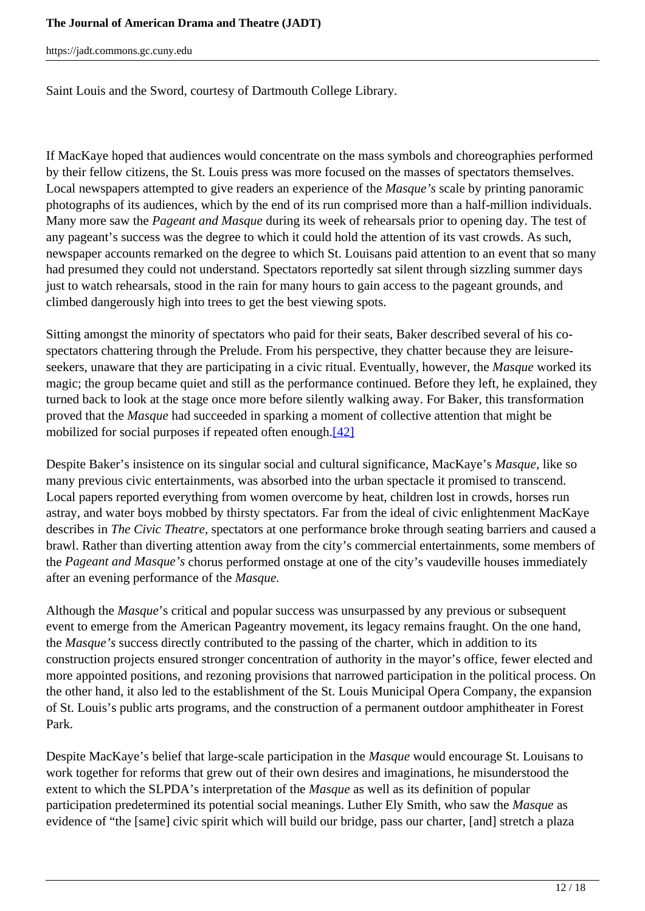Saint Louis and the Sword, courtesy of Dartmouth College Library.

If MacKaye hoped that audiences would concentrate on the mass symbols and choreographies performed by their fellow citizens, the St. Louis press was more focused on the masses of spectators themselves. Local newspapers attempted to give readers an experience of the *Masque's* scale by printing panoramic photographs of its audiences, which by the end of its run comprised more than a half-million individuals. Many more saw the *Pageant and Masque* during its week of rehearsals prior to opening day. The test of any pageant's success was the degree to which it could hold the attention of its vast crowds. As such, newspaper accounts remarked on the degree to which St. Louisans paid attention to an event that so many had presumed they could not understand. Spectators reportedly sat silent through sizzling summer days just to watch rehearsals, stood in the rain for many hours to gain access to the pageant grounds, and climbed dangerously high into trees to get the best viewing spots.

Sitting amongst the minority of spectators who paid for their seats, Baker described several of his co-spectators chattering through the Prelude. From his perspective, they chatter because they are leisure-seekers, unaware that they are participating in a civic ritual. Eventually, however, the *Masque* worked its magic; the group became quiet and still as the performance continued. Before they left, he explained, they turned back to look at the stage once more before silently walking away. For Baker, this transformation proved that the *Masque* had succeeded in sparking a moment of collective attention that might be mobilized for social purposes if repeated often enough.[42]

Despite Baker's insistence on its singular social and cultural significance, MacKaye's *Masque*, like so many previous civic entertainments, was absorbed into the urban spectacle it promised to transcend. Local papers reported everything from women overcome by heat, children lost in crowds, horses run astray, and water boys mobbed by thirsty spectators. Far from the ideal of civic enlightenment MacKaye describes in *The Civic Theatre*, spectators at one performance broke through seating barriers and caused a brawl. Rather than diverting attention away from the city's commercial entertainments, some members of the *Pageant and Masque's* chorus performed onstage at one of the city's vaudeville houses immediately after an evening performance of the *Masque.*

Although the *Masque*'s critical and popular success was unsurpassed by any previous or subsequent event to emerge from the American Pageantry movement, its legacy remains fraught. On the one hand, the *Masque's* success directly contributed to the passing of the charter, which in addition to its construction projects ensured stronger concentration of authority in the mayor's office, fewer elected and more appointed positions, and rezoning provisions that narrowed participation in the political process. On the other hand, it also led to the establishment of the St. Louis Municipal Opera Company, the expansion of St. Louis's public arts programs, and the construction of a permanent outdoor amphitheater in Forest Park.

Despite MacKaye's belief that large-scale participation in the *Masque* would encourage St. Louisans to work together for reforms that grew out of their own desires and imaginations, he misunderstood the extent to which the SLPDA's interpretation of the *Masque* as well as its definition of popular participation predetermined its potential social meanings. Luther Ely Smith, who saw the *Masque* as evidence of "the [same] civic spirit which will build our bridge, pass our charter, [and] stretch a plaza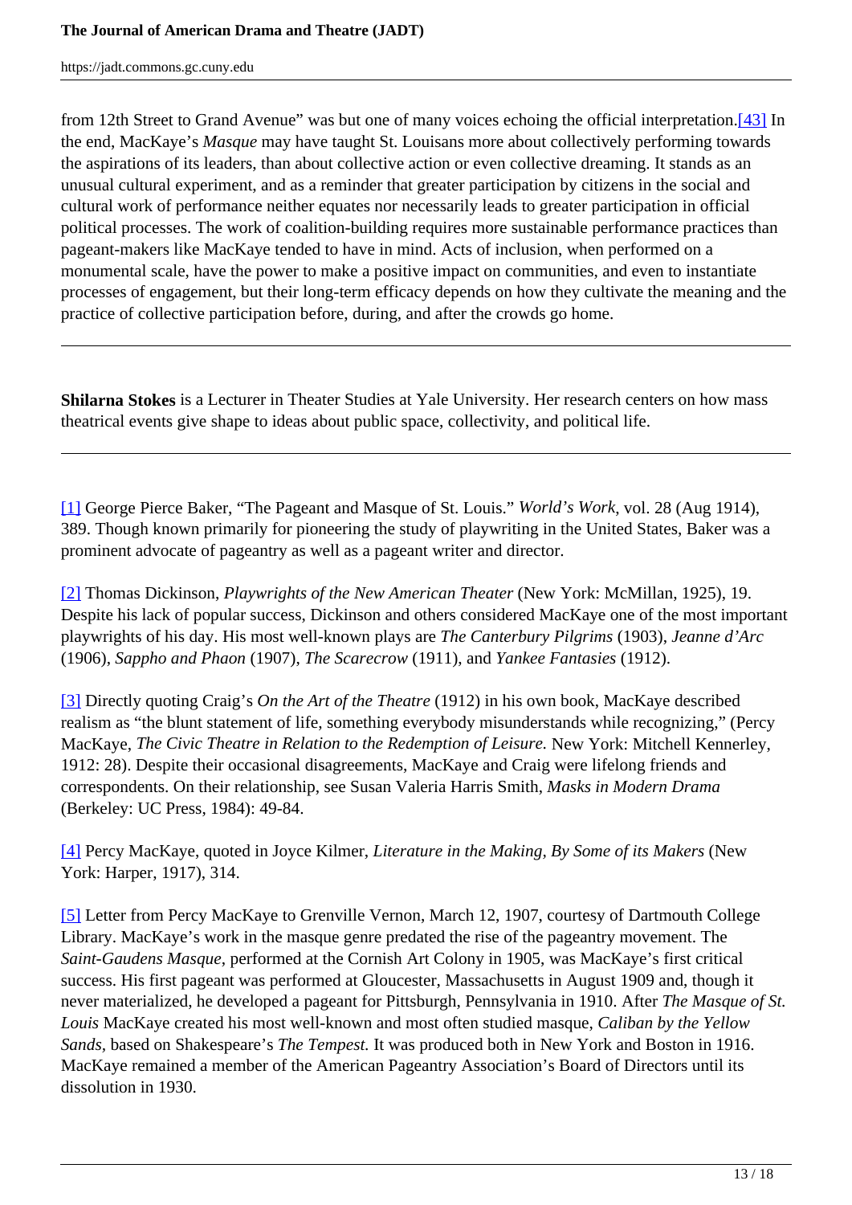from 12th Street to Grand Avenue" was but one of many voices echoing the official interpretation.[43] In the end, MacKaye's *Masque* may have taught St. Louisans more about collectively performing towards the aspirations of its leaders, than about collective action or even collective dreaming. It stands as an unusual cultural experiment, and as a reminder that greater participation by citizens in the social and cultural work of performance neither equates nor necessarily leads to greater participation in official political processes. The work of coalition-building requires more sustainable performance practices than pageant-makers like MacKaye tended to have in mind. Acts of inclusion, when performed on a monumental scale, have the power to make a positive impact on communities, and even to instantiate processes of engagement, but their long-term efficacy depends on how they cultivate the meaning and the practice of collective participation before, during, and after the crowds go home.

---

**Shilarna Stokes** is a Lecturer in Theater Studies at Yale University. Her research centers on how mass theatrical events give shape to ideas about public space, collectivity, and political life.

---

[1] George Pierce Baker, "The Pageant and Masque of St. Louis." *World's Work*, vol. 28 (Aug 1914), 389. Though known primarily for pioneering the study of playwriting in the United States, Baker was a prominent advocate of pageantry as well as a pageant writer and director.

[2] Thomas Dickinson, *Playwrights of the New American Theater* (New York: McMillan, 1925), 19. Despite his lack of popular success, Dickinson and others considered MacKaye one of the most important playwrights of his day. His most well-known plays are *The Canterbury Pilgrims* (1903), *Jeanne d'Arc* (1906), *Sappho and Phaon* (1907), *The Scarecrow* (1911), and *Yankee Fantasies* (1912).

[3] Directly quoting Craig's *On the Art of the Theatre* (1912) in his own book, MacKaye described realism as "the blunt statement of life, something everybody misunderstands while recognizing," (Percy MacKaye, *The Civic Theatre in Relation to the Redemption of Leisure.* New York: Mitchell Kennerley, 1912: 28). Despite their occasional disagreements, MacKaye and Craig were lifelong friends and correspondents. On their relationship, see Susan Valeria Harris Smith, *Masks in Modern Drama* (Berkeley: UC Press, 1984): 49-84.

[4] Percy MacKaye, quoted in Joyce Kilmer, *Literature in the Making, By Some of its Makers* (New York: Harper, 1917), 314.

[5] Letter from Percy MacKaye to Grenville Vernon, March 12, 1907, courtesy of Dartmouth College Library. MacKaye's work in the masque genre predated the rise of the pageantry movement. The *Saint-Gaudens Masque*, performed at the Cornish Art Colony in 1905, was MacKaye's first critical success. His first pageant was performed at Gloucester, Massachusetts in August 1909 and, though it never materialized, he developed a pageant for Pittsburgh, Pennsylvania in 1910. After *The Masque of St. Louis* MacKaye created his most well-known and most often studied masque, *Caliban by the Yellow Sands*, based on Shakespeare's *The Tempest.* It was produced both in New York and Boston in 1916. MacKaye remained a member of the American Pageantry Association's Board of Directors until its dissolution in 1930.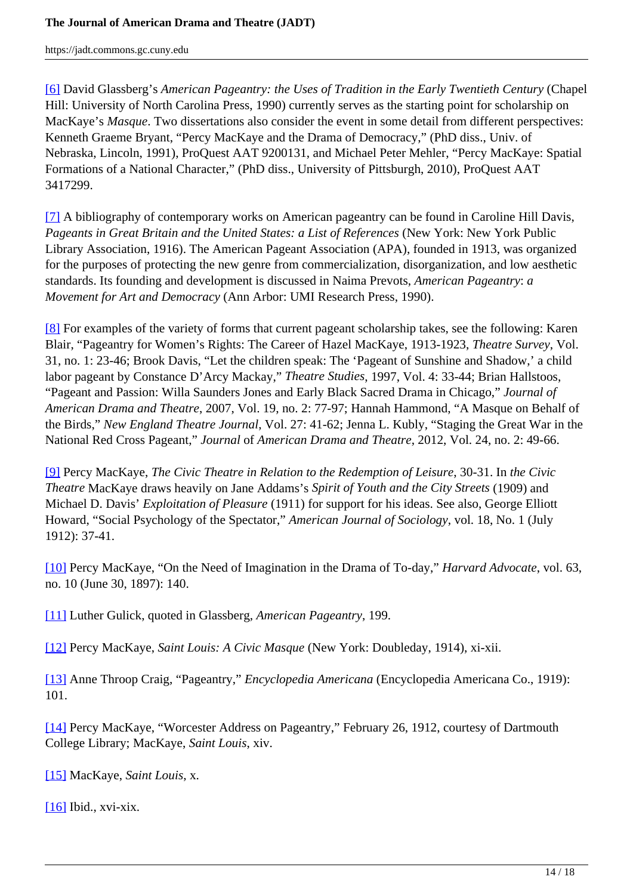[6] David Glassberg's *American Pageantry: the Uses of Tradition in the Early Twentieth Century* (Chapel Hill: University of North Carolina Press, 1990) currently serves as the starting point for scholarship on MacKaye's *Masque*. Two dissertations also consider the event in some detail from different perspectives: Kenneth Graeme Bryant, "Percy MacKaye and the Drama of Democracy," (PhD diss., Univ. of Nebraska, Lincoln, 1991), ProQuest AAT 9200131, and Michael Peter Mehler, "Percy MacKaye: Spatial Formations of a National Character," (PhD diss., University of Pittsburgh, 2010), ProQuest AAT 3417299.

[7] A bibliography of contemporary works on American pageantry can be found in Caroline Hill Davis, *Pageants in Great Britain and the United States: a List of References* (New York: New York Public Library Association, 1916). The American Pageant Association (APA), founded in 1913, was organized for the purposes of protecting the new genre from commercialization, disorganization, and low aesthetic standards. Its founding and development is discussed in Naima Prevots, *American Pageantry: a Movement for Art and Democracy* (Ann Arbor: UMI Research Press, 1990).

[8] For examples of the variety of forms that current pageant scholarship takes, see the following: Karen Blair, "Pageantry for Women's Rights: The Career of Hazel MacKaye, 1913-1923, *Theatre Survey*, Vol. 31, no. 1: 23-46; Brook Davis, "Let the children speak: The 'Pageant of Sunshine and Shadow,' a child labor pageant by Constance D'Arcy Mackay," *Theatre Studies*, 1997, Vol. 4: 33-44; Brian Hallstoos, "Pageant and Passion: Willa Saunders Jones and Early Black Sacred Drama in Chicago," *Journal of American Drama and Theatre*, 2007, Vol. 19, no. 2: 77-97; Hannah Hammond, "A Masque on Behalf of the Birds," *New England Theatre Journal*, Vol. 27: 41-62; Jenna L. Kubly, "Staging the Great War in the National Red Cross Pageant," *Journal* of *American Drama and Theatre*, 2012, Vol. 24, no. 2: 49-66.

[9] Percy MacKaye, *The Civic Theatre in Relation to the Redemption of Leisure*, 30-31. In *the Civic Theatre* MacKaye draws heavily on Jane Addams's *Spirit of Youth and the City Streets* (1909) and Michael D. Davis' *Exploitation of Pleasure* (1911) for support for his ideas. See also, George Elliott Howard, "Social Psychology of the Spectator," *American Journal of Sociology*, vol. 18, No. 1 (July 1912): 37-41.

[10] Percy MacKaye, "On the Need of Imagination in the Drama of To-day," *Harvard Advocate*, vol. 63, no. 10 (June 30, 1897): 140.

[11] Luther Gulick, quoted in Glassberg, *American Pageantry*, 199.

[12] Percy MacKaye, *Saint Louis: A Civic Masque* (New York: Doubleday, 1914), xi-xii.

[13] Anne Throop Craig, "Pageantry," *Encyclopedia Americana* (Encyclopedia Americana Co., 1919): 101.

[14] Percy MacKaye, "Worcester Address on Pageantry," February 26, 1912, courtesy of Dartmouth College Library; MacKaye, *Saint Louis*, xiv.

[15] MacKaye, *Saint Louis*, x.

[16] Ibid., xvi-xix.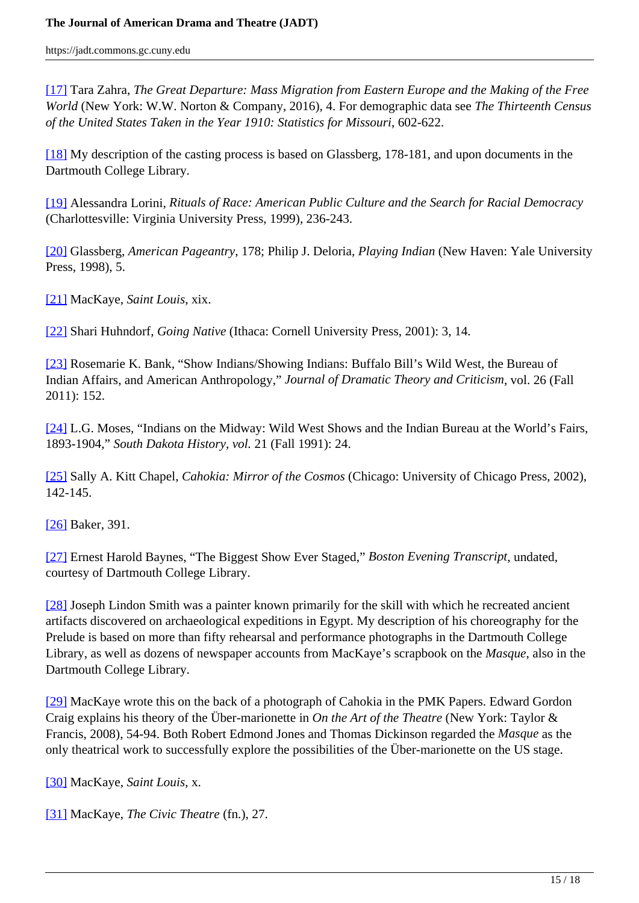[17] Tara Zahra, *The Great Departure: Mass Migration from Eastern Europe and the Making of the Free World* (New York: W.W. Norton & Company, 2016), 4. For demographic data see *The Thirteenth Census of the United States Taken in the Year 1910: Statistics for Missouri*, 602-622.

[18] My description of the casting process is based on Glassberg, 178-181, and upon documents in the Dartmouth College Library.

[19] Alessandra Lorini, *Rituals of Race: American Public Culture and the Search for Racial Democracy* (Charlottesville: Virginia University Press, 1999), 236-243.

[20] Glassberg, *American Pageantry*, 178; Philip J. Deloria, *Playing Indian* (New Haven: Yale University Press, 1998), 5.

[21] MacKaye, *Saint Louis*, xix.

[22] Shari Huhndorf, *Going Native* (Ithaca: Cornell University Press, 2001): 3, 14.

[23] Rosemarie K. Bank, "Show Indians/Showing Indians: Buffalo Bill's Wild West, the Bureau of Indian Affairs, and American Anthropology," *Journal of Dramatic Theory and Criticism*, vol. 26 (Fall 2011): 152.

[24] L.G. Moses, "Indians on the Midway: Wild West Shows and the Indian Bureau at the World's Fairs, 1893-1904," *South Dakota History, vol.* 21 (Fall 1991): 24.

[25] Sally A. Kitt Chapel, *Cahokia: Mirror of the Cosmos* (Chicago: University of Chicago Press, 2002), 142-145.

[26] Baker, 391.

[27] Ernest Harold Baynes, "The Biggest Show Ever Staged," *Boston Evening Transcript*, undated, courtesy of Dartmouth College Library.

[28] Joseph Lindon Smith was a painter known primarily for the skill with which he recreated ancient artifacts discovered on archaeological expeditions in Egypt. My description of his choreography for the Prelude is based on more than fifty rehearsal and performance photographs in the Dartmouth College Library, as well as dozens of newspaper accounts from MacKaye's scrapbook on the *Masque*, also in the Dartmouth College Library.

[29] MacKaye wrote this on the back of a photograph of Cahokia in the PMK Papers. Edward Gordon Craig explains his theory of the Über-marionette in *On the Art of the Theatre* (New York: Taylor & Francis, 2008), 54-94. Both Robert Edmond Jones and Thomas Dickinson regarded the *Masque* as the only theatrical work to successfully explore the possibilities of the Über-marionette on the US stage.

[30] MacKaye, *Saint Louis*, x.

[31] MacKaye, *The Civic Theatre* (fn.), 27.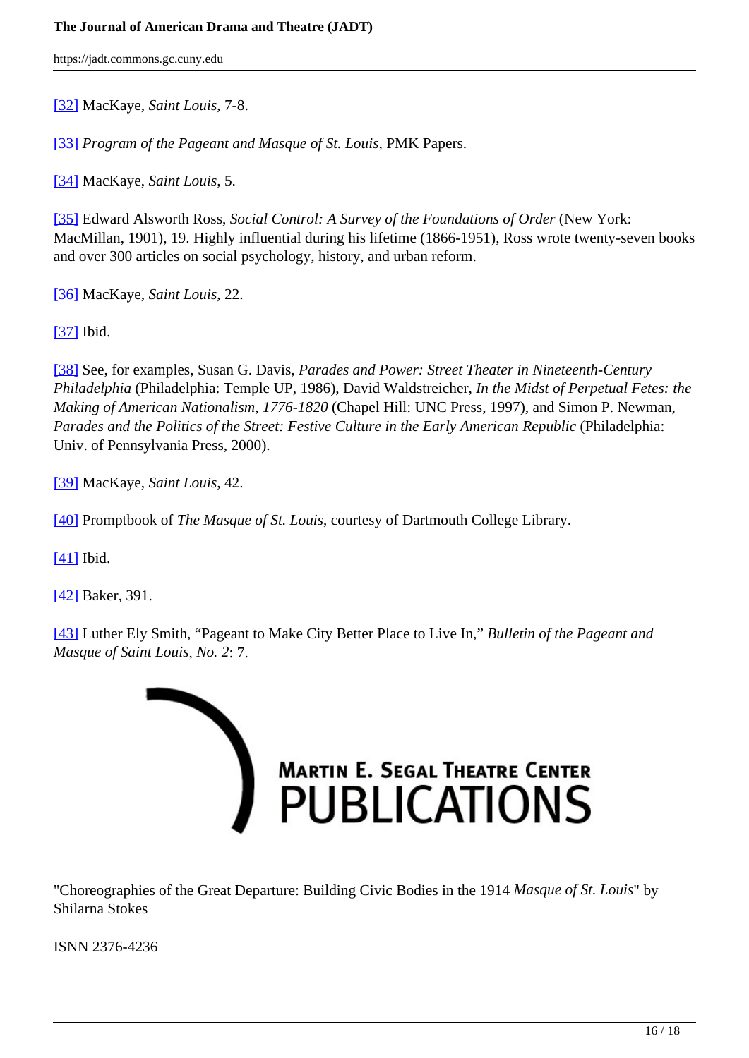[32] MacKaye, *Saint Louis*, 7-8.

[33] *Program of the Pageant and Masque of St. Louis*, PMK Papers.

[34] MacKaye, *Saint Louis*, 5.

[35] Edward Alsworth Ross, *Social Control: A Survey of the Foundations of Order* (New York: MacMillan, 1901), 19. Highly influential during his lifetime (1866-1951), Ross wrote twenty-seven books and over 300 articles on social psychology, history, and urban reform.

[36] MacKaye, *Saint Louis*, 22.

[37] Ibid.

[38] See, for examples, Susan G. Davis, *Parades and Power: Street Theater in Nineteenth-Century Philadelphia* (Philadelphia: Temple UP, 1986), David Waldstreicher, *In the Midst of Perpetual Fetes: the Making of American Nationalism, 1776-1820* (Chapel Hill: UNC Press, 1997), and Simon P. Newman, *Parades and the Politics of the Street: Festive Culture in the Early American Republic* (Philadelphia: Univ. of Pennsylvania Press, 2000).

[39] MacKaye, *Saint Louis*, 42.

[40] Promptbook of *The Masque of St. Louis*, courtesy of Dartmouth College Library.

[41] Ibid.

[42] Baker, 391.

[43] Luther Ely Smith, "Pageant to Make City Better Place to Live In," *Bulletin of the Pageant and Masque of Saint Louis, No. 2*: 7.

MARTIN E. SEGAL THEATRE CENTER PUBLICATIONS

"Choreographies of the Great Departure: Building Civic Bodies in the 1914 *Masque of St. Louis*" by Shilarna Stokes

ISNN 2376-4236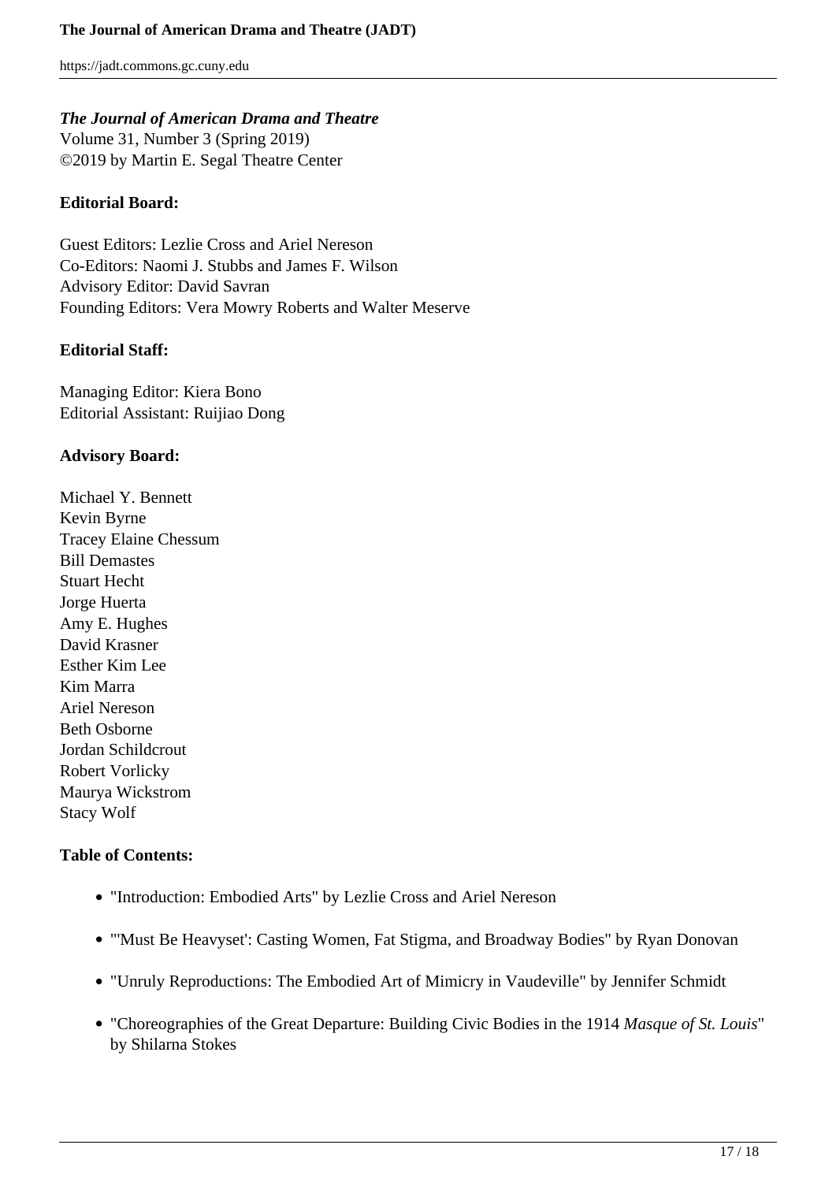***The Journal of American Drama and Theatre***
Volume 31, Number 3 (Spring 2019)
©2019 by Martin E. Segal Theatre Center

**Editorial Board:**

Guest Editors: Lezlie Cross and Ariel Nereson
Co-Editors: Naomi J. Stubbs and James F. Wilson
Advisory Editor: David Savran
Founding Editors: Vera Mowry Roberts and Walter Meserve

**Editorial Staff:**

Managing Editor: Kiera Bono
Editorial Assistant: Ruijiao Dong

**Advisory Board:**

Michael Y. Bennett
Kevin Byrne
Tracey Elaine Chessum
Bill Demastes
Stuart Hecht
Jorge Huerta
Amy E. Hughes
David Krasner
Esther Kim Lee
Kim Marra
Ariel Nereson
Beth Osborne
Jordan Schildcrout
Robert Vorlicky
Maurya Wickstrom
Stacy Wolf

**Table of Contents:**

- "Introduction: Embodied Arts" by Lezlie Cross and Ariel Nereson
- "'Must Be Heavyset': Casting Women, Fat Stigma, and Broadway Bodies" by Ryan Donovan
- "Unruly Reproductions: The Embodied Art of Mimicry in Vaudeville" by Jennifer Schmidt
- "Choreographies of the Great Departure: Building Civic Bodies in the 1914 *Masque of St. Louis*" by Shilarna Stokes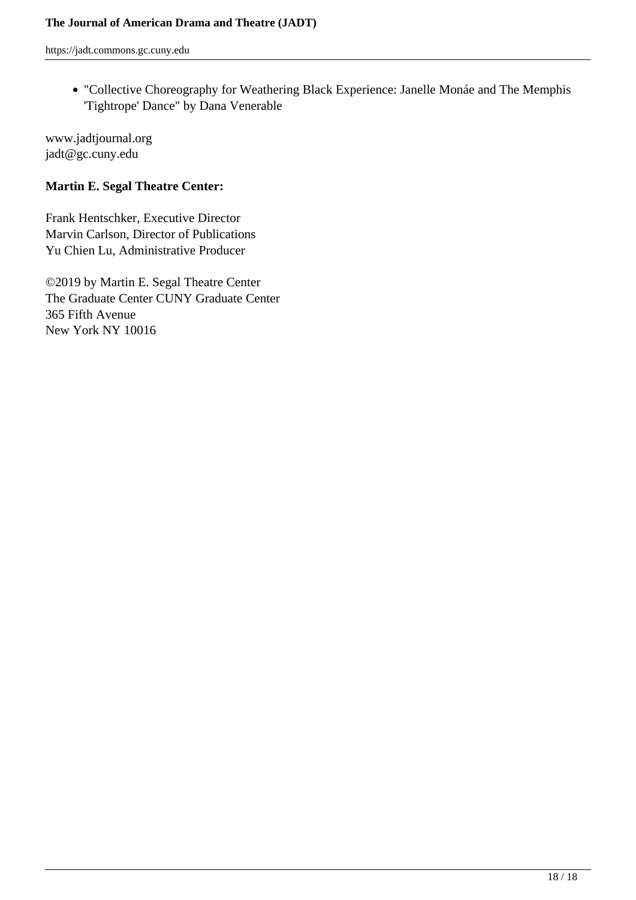- "Collective Choreography for Weathering Black Experience: Janelle Monáe and The Memphis 'Tightrope' Dance" by Dana Venerable

www.jadtjournal.org
jadt@gc.cuny.edu

**Martin E. Segal Theatre Center:**

Frank Hentschker, Executive Director
Marvin Carlson, Director of Publications
Yu Chien Lu, Administrative Producer

©2019 by Martin E. Segal Theatre Center
The Graduate Center CUNY Graduate Center
365 Fifth Avenue
New York NY 10016